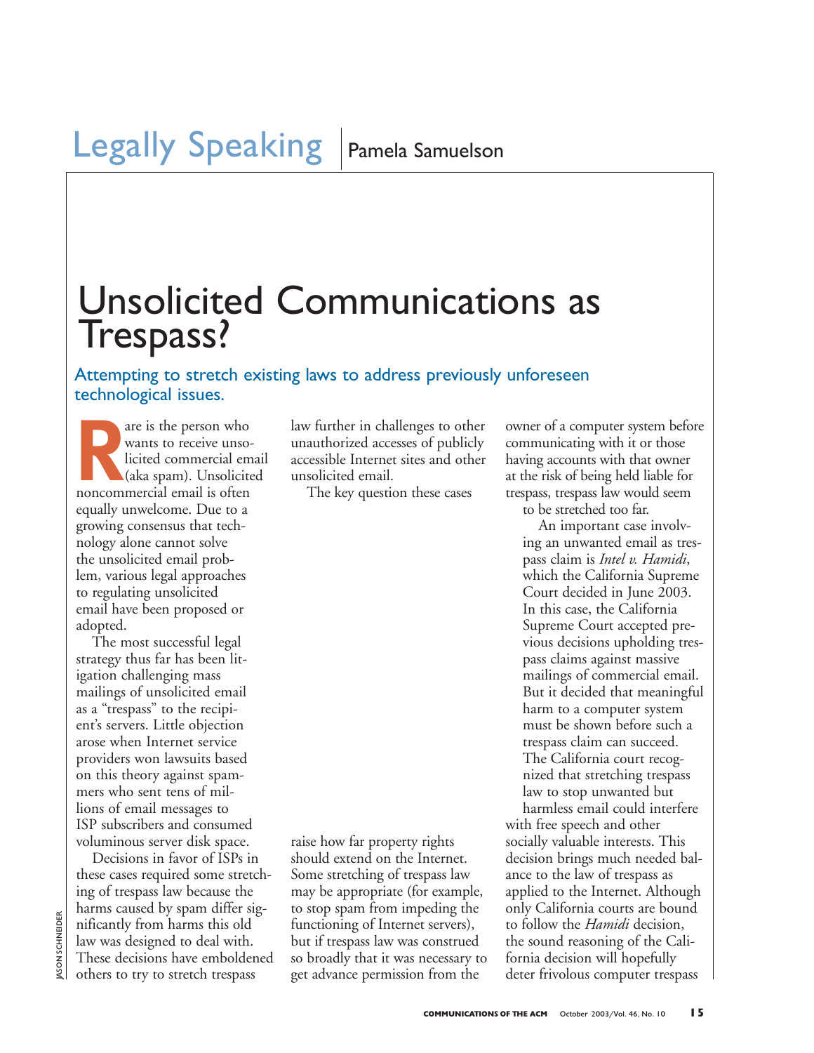Legally Speaking | Pamela Samuelson

# Unsolicited Communications as Trespass?

### Attempting to stretch existing laws to address previously unforeseen technological issues.

Rare is the person who wants to receive unsolicited commercial email (aka spam). Unsolicited noncommercial email is often equally unwelcome. Due to a growing consensus that technology alone cannot solve the unsolicited email problem, various legal approaches to regulating unsolicited email have been proposed or adopted.

The most successful legal strategy thus far has been litigation challenging mass mailings of unsolicited email as a "trespass" to the recipient's servers. Little objection arose when Internet service providers won lawsuits based on this theory against spammers who sent tens of millions of email messages to ISP subscribers and consumed voluminous server disk space.

Decisions in favor of ISPs in these cases required some stretching of trespass law because the harms caused by spam differ significantly from harms this old law was designed to deal with. These decisions have emboldened others to try to stretch trespass law further in challenges to other unauthorized accesses of publicly accessible Internet sites and other unsolicited email.

The key question these cases raise how far property rights should extend on the Internet. Some stretching of trespass law may be appropriate (for example, to stop spam from impeding the functioning of Internet servers), but if trespass law was construed so broadly that it was necessary to get advance permission from the owner of a computer system before communicating with it or those having accounts with that owner at the risk of being held liable for trespass, trespass law would seem to be stretched too far.

An important case involving an unwanted email as trespass claim is *Intel v. Hamidi*, which the California Supreme Court decided in June 2003. In this case, the California Supreme Court accepted previous decisions upholding trespass claims against massive mailings of commercial email. But it decided that meaningful harm to a computer system must be shown before such a trespass claim can succeed. The California court recognized that stretching trespass law to stop unwanted but harmless email could interfere with free speech and other socially valuable interests. This decision brings much needed balance to the law of trespass as applied to the Internet. Although only California courts are bound to follow the *Hamidi* decision, the sound reasoning of the California decision will hopefully deter frivolous computer trespass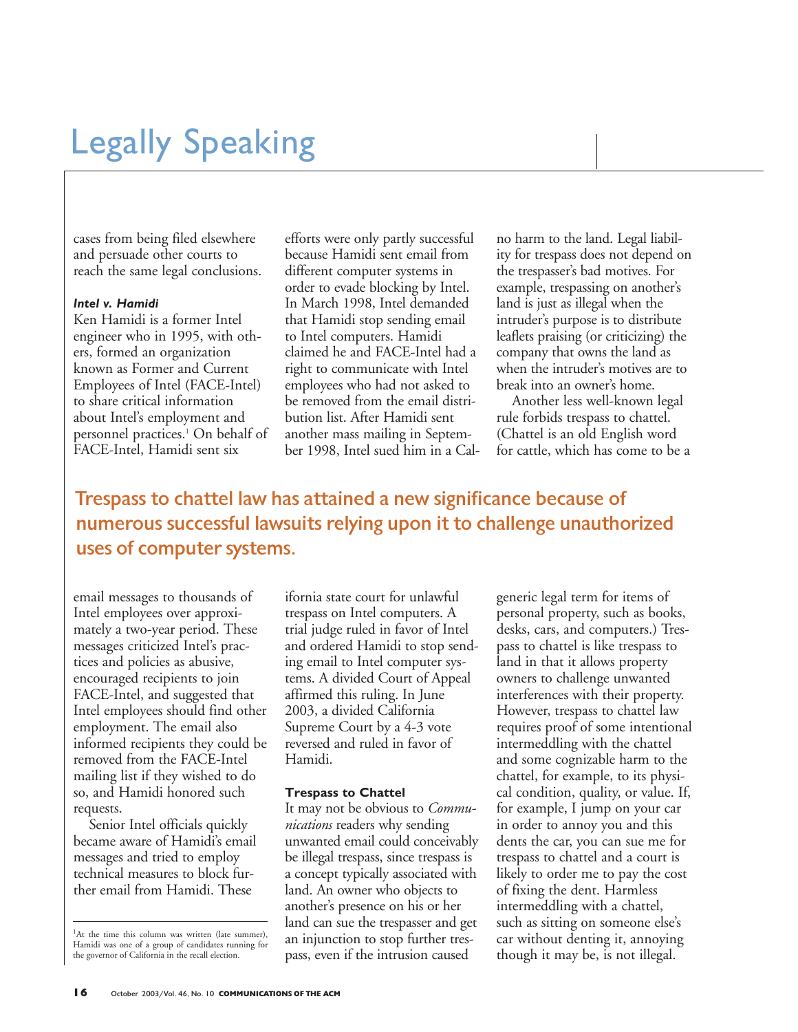cases from being filed elsewhere and persuade other courts to reach the same legal conclusions.

***Intel v. Hamidi***

Ken Hamidi is a former Intel engineer who in 1995, with others, formed an organization known as Former and Current Employees of Intel (FACE-Intel) to share critical information about Intel's employment and personnel practices.[1] On behalf of FACE-Intel, Hamidi sent six email messages to thousands of Intel employees over approximately a two-year period. These messages criticized Intel's practices and policies as abusive, encouraged recipients to join FACE-Intel, and suggested that Intel employees should find other employment. The email also informed recipients they could be removed from the FACE-Intel mailing list if they wished to do so, and Hamidi honored such requests.

Senior Intel officials quickly became aware of Hamidi's email messages and tried to employ technical measures to block further email from Hamidi. These efforts were only partly successful because Hamidi sent email from different computer systems in order to evade blocking by Intel. In March 1998, Intel demanded that Hamidi stop sending email to Intel computers. Hamidi claimed he and FACE-Intel had a right to communicate with Intel employees who had not asked to be removed from the email distribution list. After Hamidi sent another mass mailing in September 1998, Intel sued him in a California state court for unlawful trespass on Intel computers. A trial judge ruled in favor of Intel and ordered Hamidi to stop sending email to Intel computer systems. A divided Court of Appeal affirmed this ruling. In June 2003, a divided California Supreme Court by a 4-3 vote reversed and ruled in favor of Hamidi.

**Trespass to Chattel**

It may not be obvious to *Communications* readers why sending unwanted email could conceivably be illegal trespass, since trespass is a concept typically associated with land. An owner who objects to another's presence on his or her land can sue the trespasser and get an injunction to stop further trespass, even if the intrusion caused no harm to the land. Legal liability for trespass does not depend on the trespasser's bad motives. For example, trespassing on another's land is just as illegal when the intruder's purpose is to distribute leaflets praising (or criticizing) the company that owns the land as when the intruder's motives are to break into an owner's home.

Another less well-known legal rule forbids trespass to chattel. (Chattel is an old English word for cattle, which has come to be a generic legal term for items of personal property, such as books, desks, cars, and computers.) Trespass to chattel is like trespass to land in that it allows property owners to challenge unwanted interferences with their property. However, trespass to chattel law requires proof of some intentional intermeddling with the chattel and some cognizable harm to the chattel, for example, to its physical condition, quality, or value. If, for example, I jump on your car in order to annoy you and this dents the car, you can sue me for trespass to chattel and a court is likely to order me to pay the cost of fixing the dent. Harmless intermeddling with a chattel, such as sitting on someone else's car without denting it, annoying though it may be, is not illegal.

**Trespass to chattel law has attained a new significance because of numerous successful lawsuits relying upon it to challenge unauthorized uses of computer systems.**

---

[1] At the time this column was written (late summer), Hamidi was one of a group of candidates running for the governor of California in the recall election.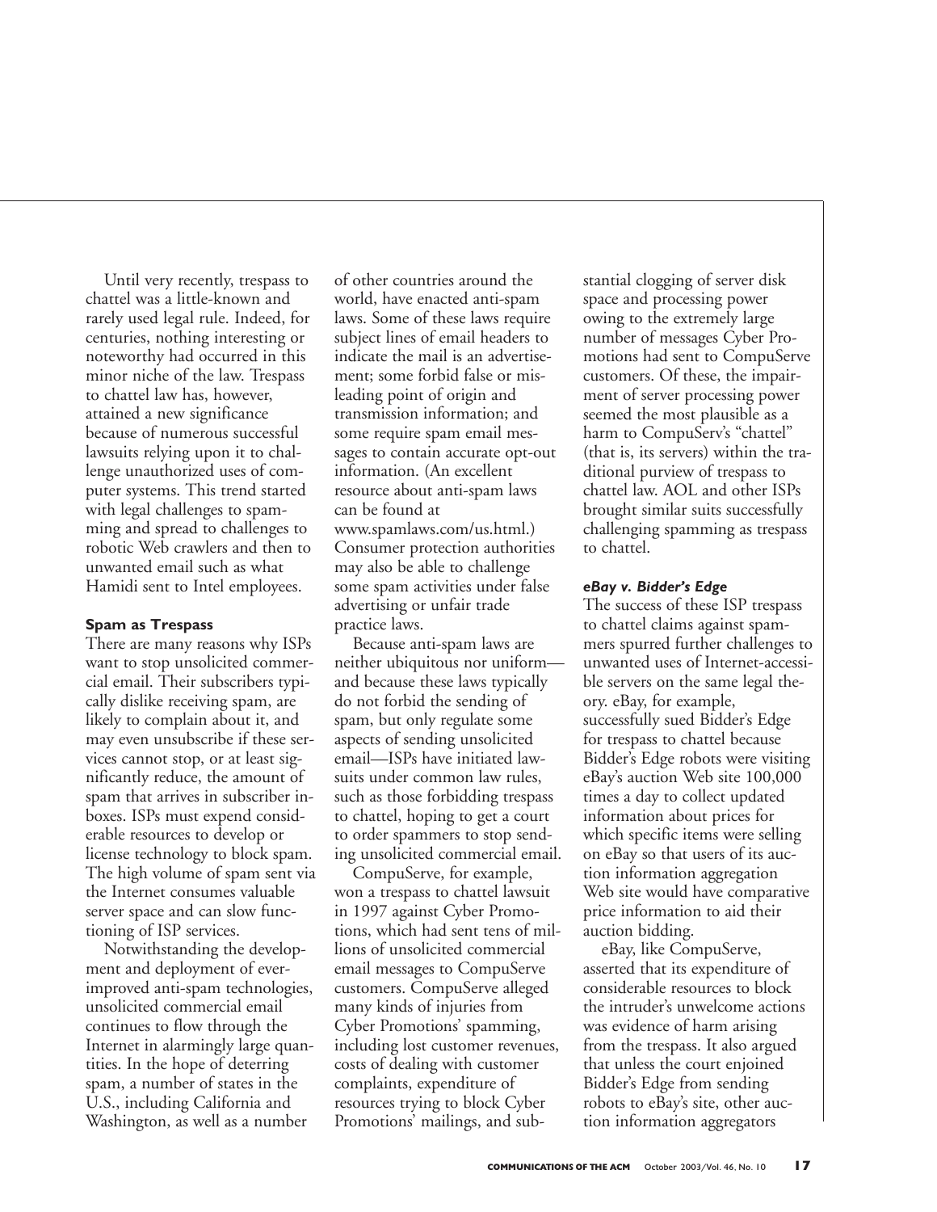Until very recently, trespass to chattel was a little-known and rarely used legal rule. Indeed, for centuries, nothing interesting or noteworthy had occurred in this minor niche of the law. Trespass to chattel law has, however, attained a new significance because of numerous successful lawsuits relying upon it to challenge unauthorized uses of computer systems. This trend started with legal challenges to spamming and spread to challenges to robotic Web crawlers and then to unwanted email such as what Hamidi sent to Intel employees.

### Spam as Trespass

There are many reasons why ISPs want to stop unsolicited commercial email. Their subscribers typically dislike receiving spam, are likely to complain about it, and may even unsubscribe if these services cannot stop, or at least significantly reduce, the amount of spam that arrives in subscriber inboxes. ISPs must expend considerable resources to develop or license technology to block spam. The high volume of spam sent via the Internet consumes valuable server space and can slow functioning of ISP services.

Notwithstanding the development and deployment of ever-improved anti-spam technologies, unsolicited commercial email continues to flow through the Internet in alarmingly large quantities. In the hope of deterring spam, a number of states in the U.S., including California and Washington, as well as a number of other countries around the world, have enacted anti-spam laws. Some of these laws require subject lines of email headers to indicate the mail is an advertisement; some forbid false or misleading point of origin and transmission information; and some require spam email messages to contain accurate opt-out information. (An excellent resource about anti-spam laws can be found at www.spamlaws.com/us.html.) Consumer protection authorities may also be able to challenge some spam activities under false advertising or unfair trade practice laws.

Because anti-spam laws are neither ubiquitous nor uniform—and because these laws typically do not forbid the sending of spam, but only regulate some aspects of sending unsolicited email—ISPs have initiated lawsuits under common law rules, such as those forbidding trespass to chattel, hoping to get a court to order spammers to stop sending unsolicited commercial email.

CompuServe, for example, won a trespass to chattel lawsuit in 1997 against Cyber Promotions, which had sent tens of millions of unsolicited commercial email messages to CompuServe customers. CompuServe alleged many kinds of injuries from Cyber Promotions' spamming, including lost customer revenues, costs of dealing with customer complaints, expenditure of resources trying to block Cyber Promotions' mailings, and substantial clogging of server disk space and processing power owing to the extremely large number of messages Cyber Promotions had sent to CompuServe customers. Of these, the impairment of server processing power seemed the most plausible as a harm to CompuServ's "chattel" (that is, its servers) within the traditional purview of trespass to chattel law. AOL and other ISPs brought similar suits successfully challenging spamming as trespass to chattel.

### *eBay v. Bidder's Edge*

The success of these ISP trespass to chattel claims against spammers spurred further challenges to unwanted uses of Internet-accessible servers on the same legal theory. eBay, for example, successfully sued Bidder's Edge for trespass to chattel because Bidder's Edge robots were visiting eBay's auction Web site 100,000 times a day to collect updated information about prices for which specific items were selling on eBay so that users of its auction information aggregation Web site would have comparative price information to aid their auction bidding.

eBay, like CompuServe, asserted that its expenditure of considerable resources to block the intruder's unwelcome actions was evidence of harm arising from the trespass. It also argued that unless the court enjoined Bidder's Edge from sending robots to eBay's site, other auction information aggregators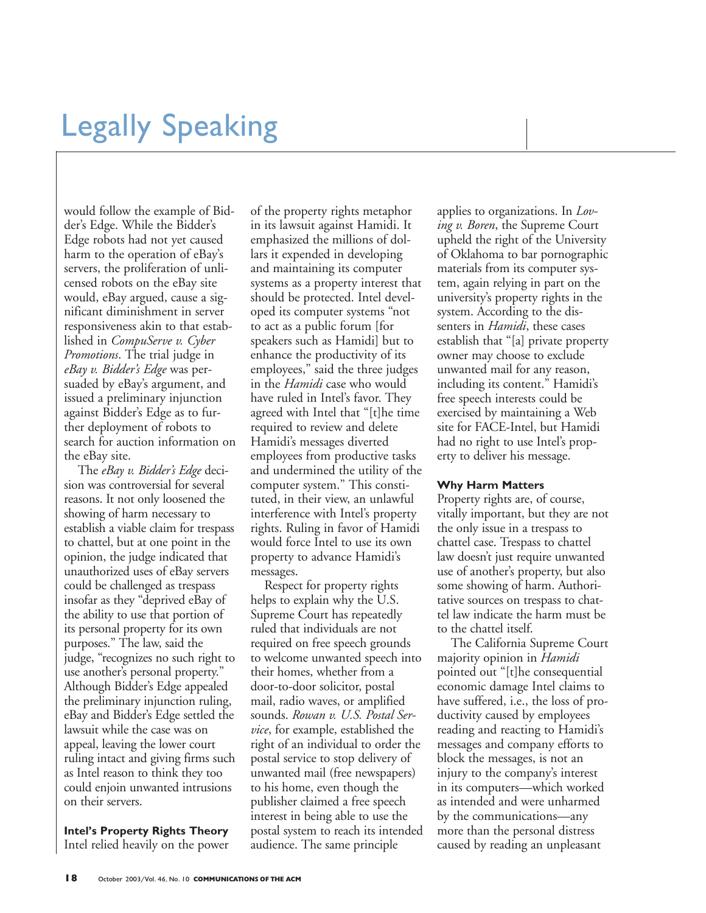would follow the example of Bidder's Edge. While the Bidder's Edge robots had not yet caused harm to the operation of eBay's servers, the proliferation of unlicensed robots on the eBay site would, eBay argued, cause a significant diminishment in server responsiveness akin to that established in *CompuServe v. Cyber Promotions*. The trial judge in *eBay v. Bidder's Edge* was persuaded by eBay's argument, and issued a preliminary injunction against Bidder's Edge as to further deployment of robots to search for auction information on the eBay site.

The *eBay v. Bidder's Edge* decision was controversial for several reasons. It not only loosened the showing of harm necessary to establish a viable claim for trespass to chattel, but at one point in the opinion, the judge indicated that unauthorized uses of eBay servers could be challenged as trespass insofar as they "deprived eBay of the ability to use that portion of its personal property for its own purposes." The law, said the judge, "recognizes no such right to use another's personal property." Although Bidder's Edge appealed the preliminary injunction ruling, eBay and Bidder's Edge settled the lawsuit while the case was on appeal, leaving the lower court ruling intact and giving firms such as Intel reason to think they too could enjoin unwanted intrusions on their servers.

**Intel's Property Rights Theory**

Intel relied heavily on the power of the property rights metaphor in its lawsuit against Hamidi. It emphasized the millions of dollars it expended in developing and maintaining its computer systems as a property interest that should be protected. Intel developed its computer systems "not to act as a public forum [for speakers such as Hamidi] but to enhance the productivity of its employees," said the three judges in the *Hamidi* case who would have ruled in Intel's favor. They agreed with Intel that "[t]he time required to review and delete Hamidi's messages diverted employees from productive tasks and undermined the utility of the computer system." This constituted, in their view, an unlawful interference with Intel's property rights. Ruling in favor of Hamidi would force Intel to use its own property to advance Hamidi's messages.

Respect for property rights helps to explain why the U.S. Supreme Court has repeatedly ruled that individuals are not required on free speech grounds to welcome unwanted speech into their homes, whether from a door-to-door solicitor, postal mail, radio waves, or amplified sounds. *Rowan v. U.S. Postal Service*, for example, established the right of an individual to order the postal service to stop delivery of unwanted mail (free newspapers) to his home, even though the publisher claimed a free speech interest in being able to use the postal system to reach its intended audience. The same principle applies to organizations. In *Loving v. Boren*, the Supreme Court upheld the right of the University of Oklahoma to bar pornographic materials from its computer system, again relying in part on the university's property rights in the system. According to the dissenters in *Hamidi*, these cases establish that "[a] private property owner may choose to exclude unwanted mail for any reason, including its content." Hamidi's free speech interests could be exercised by maintaining a Web site for FACE-Intel, but Hamidi had no right to use Intel's property to deliver his message.

**Why Harm Matters**

Property rights are, of course, vitally important, but they are not the only issue in a trespass to chattel case. Trespass to chattel law doesn't just require unwanted use of another's property, but also some showing of harm. Authoritative sources on trespass to chattel law indicate the harm must be to the chattel itself.

The California Supreme Court majority opinion in *Hamidi* pointed out "[t]he consequential economic damage Intel claims to have suffered, i.e., the loss of productivity caused by employees reading and reacting to Hamidi's messages and company efforts to block the messages, is not an injury to the company's interest in its computers—which worked as intended and were unharmed by the communications—any more than the personal distress caused by reading an unpleasant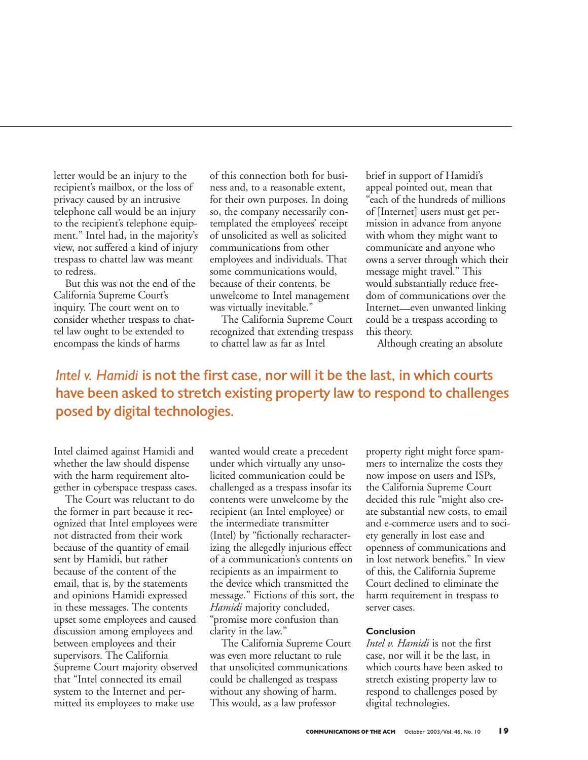letter would be an injury to the recipient's mailbox, or the loss of privacy caused by an intrusive telephone call would be an injury to the recipient's telephone equipment." Intel had, in the majority's view, not suffered a kind of injury trespass to chattel law was meant to redress.

But this was not the end of the California Supreme Court's inquiry. The court went on to consider whether trespass to chattel law ought to be extended to encompass the kinds of harms Intel claimed against Hamidi and whether the law should dispense with the harm requirement altogether in cyberspace trespass cases.

The Court was reluctant to do the former in part because it recognized that Intel employees were not distracted from their work because of the quantity of email sent by Hamidi, but rather because of the content of the email, that is, by the statements and opinions Hamidi expressed in these messages. The contents upset some employees and caused discussion among employees and between employees and their supervisors. The California Supreme Court majority observed that "Intel connected its email system to the Internet and permitted its employees to make use of this connection both for business and, to a reasonable extent, for their own purposes. In doing so, the company necessarily contemplated the employees' receipt of unsolicited as well as solicited communications from other employees and individuals. That some communications would, because of their contents, be unwelcome to Intel management was virtually inevitable."

The California Supreme Court recognized that extending trespass to chattel law as far as Intel wanted would create a precedent under which virtually any unsolicited communication could be challenged as a trespass insofar its contents were unwelcome by the recipient (an Intel employee) or the intermediate transmitter (Intel) by "fictionally recharacterizing the allegedly injurious effect of a communication's contents on recipients as an impairment to the device which transmitted the message." Fictions of this sort, the *Hamidi* majority concluded, "promise more confusion than clarity in the law."

The California Supreme Court was even more reluctant to rule that unsolicited communications could be challenged as trespass without any showing of harm. This would, as a law professor brief in support of Hamidi's appeal pointed out, mean that "each of the hundreds of millions of [Internet] users must get permission in advance from anyone with whom they might want to communicate and anyone who owns a server through which their message might travel." This would substantially reduce freedom of communications over the Internet—even unwanted linking could be a trespass according to this theory.

Although creating an absolute property right might force spammers to internalize the costs they now impose on users and ISPs, the California Supreme Court decided this rule "might also create substantial new costs, to email and e-commerce users and to society generally in lost ease and openness of communications and in lost network benefits." In view of this, the California Supreme Court declined to eliminate the harm requirement in trespass to server cases.

**_Intel v. Hamidi_ is not the first case, nor will it be the last, in which courts have been asked to stretch existing property law to respond to challenges posed by digital technologies.**

### Conclusion

*Intel v. Hamidi* is not the first case, nor will it be the last, in which courts have been asked to stretch existing property law to respond to challenges posed by digital technologies.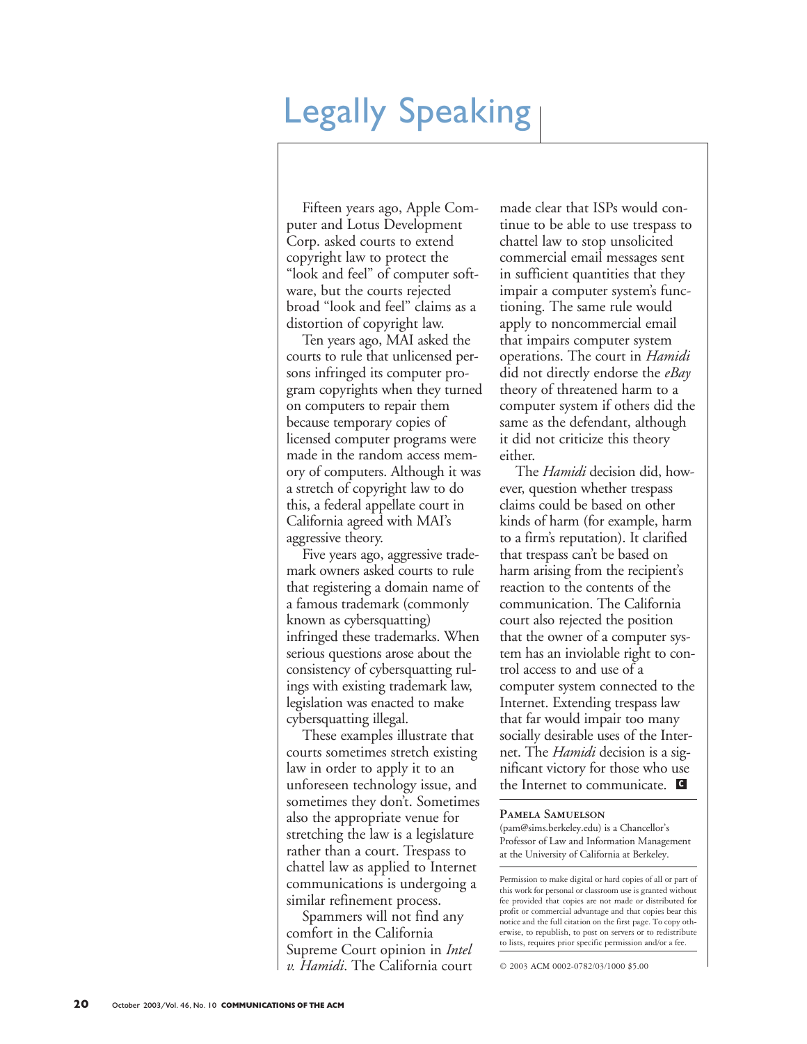Fifteen years ago, Apple Computer and Lotus Development Corp. asked courts to extend copyright law to protect the "look and feel" of computer software, but the courts rejected broad "look and feel" claims as a distortion of copyright law.

Ten years ago, MAI asked the courts to rule that unlicensed persons infringed its computer program copyrights when they turned on computers to repair them because temporary copies of licensed computer programs were made in the random access memory of computers. Although it was a stretch of copyright law to do this, a federal appellate court in California agreed with MAI's aggressive theory.

Five years ago, aggressive trademark owners asked courts to rule that registering a domain name of a famous trademark (commonly known as cybersquatting) infringed these trademarks. When serious questions arose about the consistency of cybersquatting rulings with existing trademark law, legislation was enacted to make cybersquatting illegal.

These examples illustrate that courts sometimes stretch existing law in order to apply it to an unforeseen technology issue, and sometimes they don't. Sometimes also the appropriate venue for stretching the law is a legislature rather than a court. Trespass to chattel law as applied to Internet communications is undergoing a similar refinement process.

Spammers will not find any comfort in the California Supreme Court opinion in *Intel v. Hamidi*. The California court made clear that ISPs would continue to be able to use trespass to chattel law to stop unsolicited commercial email messages sent in sufficient quantities that they impair a computer system's functioning. The same rule would apply to noncommercial email that impairs computer system operations. The court in *Hamidi* did not directly endorse the *eBay* theory of threatened harm to a computer system if others did the same as the defendant, although it did not criticize this theory either.

The *Hamidi* decision did, however, question whether trespass claims could be based on other kinds of harm (for example, harm to a firm's reputation). It clarified that trespass can't be based on harm arising from the recipient's reaction to the contents of the communication. The California court also rejected the position that the owner of a computer system has an inviolable right to control access to and use of a computer system connected to the Internet. Extending trespass law that far would impair too many socially desirable uses of the Internet. The *Hamidi* decision is a significant victory for those who use the Internet to communicate.

**Pamela Samuelson** (pam@sims.berkeley.edu) is a Chancellor's Professor of Law and Information Management at the University of California at Berkeley.

Permission to make digital or hard copies of all or part of this work for personal or classroom use is granted without fee provided that copies are not made or distributed for profit or commercial advantage and that copies bear this notice and the full citation on the first page. To copy otherwise, to republish, to post on servers or to redistribute to lists, requires prior specific permission and/or a fee.

© 2003 ACM 0002-0782/03/1000 $5.00